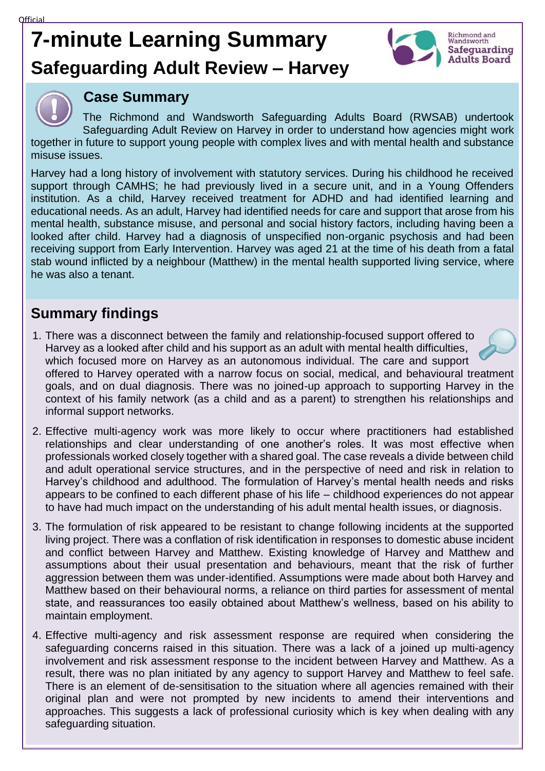# 7-minute Learning Summary

## Safeguarding Adult Review – Harvey

Richmond and Wandsworth Safeguarding Adults Board

### Case Summary

The Richmond and Wandsworth Safeguarding Adults Board (RWSAB) undertook Safeguarding Adult Review on Harvey in order to understand how agencies might work together in future to support young people with complex lives and with mental health and substance misuse issues.

Harvey had a long history of involvement with statutory services. During his childhood he received support through CAMHS; he had previously lived in a secure unit, and in a Young Offenders institution. As a child, Harvey received treatment for ADHD and had identified learning and educational needs. As an adult, Harvey had identified needs for care and support that arose from his mental health, substance misuse, and personal and social history factors, including having been a looked after child. Harvey had a diagnosis of unspecified non-organic psychosis and had been receiving support from Early Intervention. Harvey was aged 21 at the time of his death from a fatal stab wound inflicted by a neighbour (Matthew) in the mental health supported living service, where he was also a tenant.

## Summary findings

1. There was a disconnect between the family and relationship-focused support offered to Harvey as a looked after child and his support as an adult with mental health difficulties, which focused more on Harvey as an autonomous individual. The care and support offered to Harvey operated with a narrow focus on social, medical, and behavioural treatment goals, and on dual diagnosis. There was no joined-up approach to supporting Harvey in the context of his family network (as a child and as a parent) to strengthen his relationships and informal support networks.

2. Effective multi-agency work was more likely to occur where practitioners had established relationships and clear understanding of one another's roles. It was most effective when professionals worked closely together with a shared goal. The case reveals a divide between child and adult operational service structures, and in the perspective of need and risk in relation to Harvey's childhood and adulthood. The formulation of Harvey's mental health needs and risks appears to be confined to each different phase of his life – childhood experiences do not appear to have had much impact on the understanding of his adult mental health issues, or diagnosis.

3. The formulation of risk appeared to be resistant to change following incidents at the supported living project. There was a conflation of risk identification in responses to domestic abuse incident and conflict between Harvey and Matthew. Existing knowledge of Harvey and Matthew and assumptions about their usual presentation and behaviours, meant that the risk of further aggression between them was under-identified. Assumptions were made about both Harvey and Matthew based on their behavioural norms, a reliance on third parties for assessment of mental state, and reassurances too easily obtained about Matthew's wellness, based on his ability to maintain employment.

4. Effective multi-agency and risk assessment response are required when considering the safeguarding concerns raised in this situation. There was a lack of a joined up multi-agency involvement and risk assessment response to the incident between Harvey and Matthew. As a result, there was no plan initiated by any agency to support Harvey and Matthew to feel safe. There is an element of de-sensitisation to the situation where all agencies remained with their original plan and were not prompted by new incidents to amend their interventions and approaches. This suggests a lack of professional curiosity which is key when dealing with any safeguarding situation.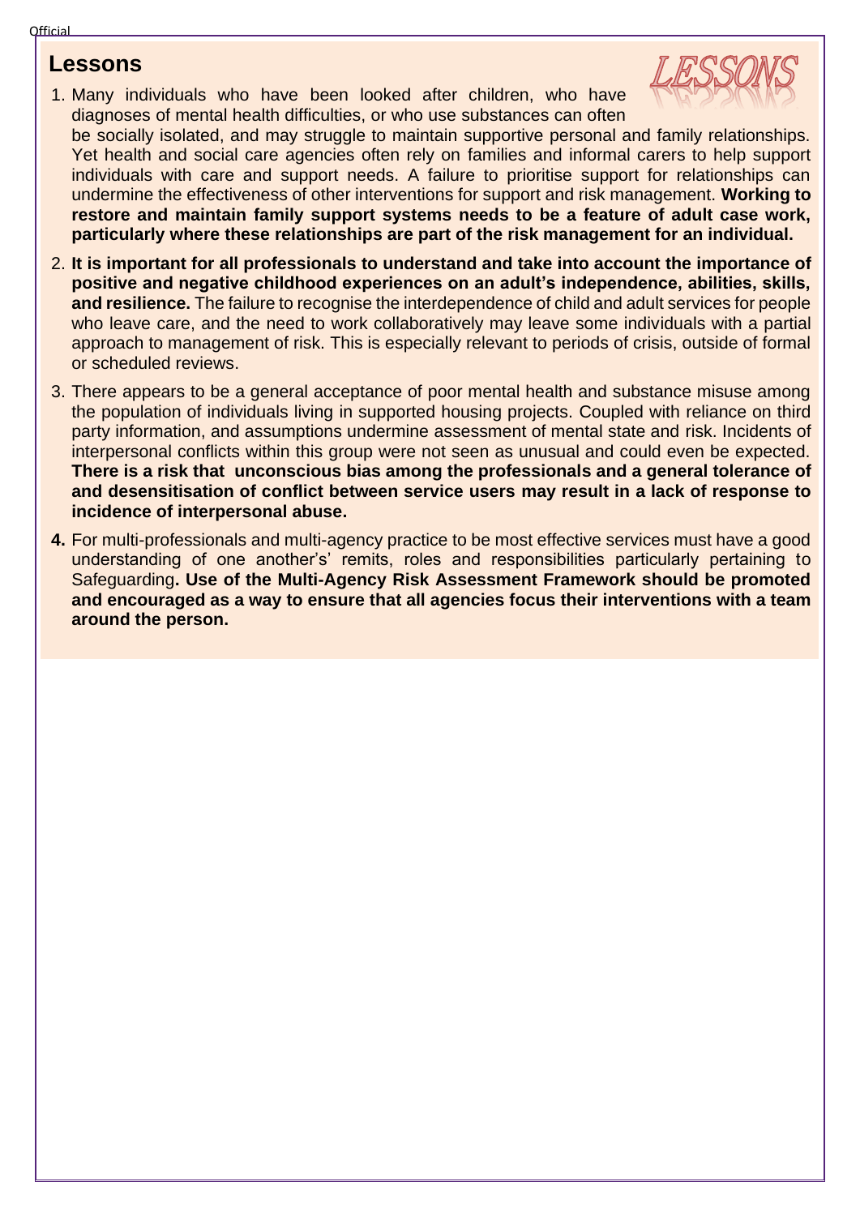## Lessons

1. Many individuals who have been looked after children, who have diagnoses of mental health difficulties, or who use substances can often be socially isolated, and may struggle to maintain supportive personal and family relationships. Yet health and social care agencies often rely on families and informal carers to help support individuals with care and support needs. A failure to prioritise support for relationships can undermine the effectiveness of other interventions for support and risk management. **Working to restore and maintain family support systems needs to be a feature of adult case work, particularly where these relationships are part of the risk management for an individual.**

2. **It is important for all professionals to understand and take into account the importance of positive and negative childhood experiences on an adult's independence, abilities, skills, and resilience.** The failure to recognise the interdependence of child and adult services for people who leave care, and the need to work collaboratively may leave some individuals with a partial approach to management of risk. This is especially relevant to periods of crisis, outside of formal or scheduled reviews.

3. There appears to be a general acceptance of poor mental health and substance misuse among the population of individuals living in supported housing projects. Coupled with reliance on third party information, and assumptions undermine assessment of mental state and risk. Incidents of interpersonal conflicts within this group were not seen as unusual and could even be expected. **There is a risk that unconscious bias among the professionals and a general tolerance of and desensitisation of conflict between service users may result in a lack of response to incidence of interpersonal abuse.**

4. For multi-professionals and multi-agency practice to be most effective services must have a good understanding of one another's' remits, roles and responsibilities particularly pertaining to Safeguarding**. Use of the Multi-Agency Risk Assessment Framework should be promoted and encouraged as a way to ensure that all agencies focus their interventions with a team around the person.**